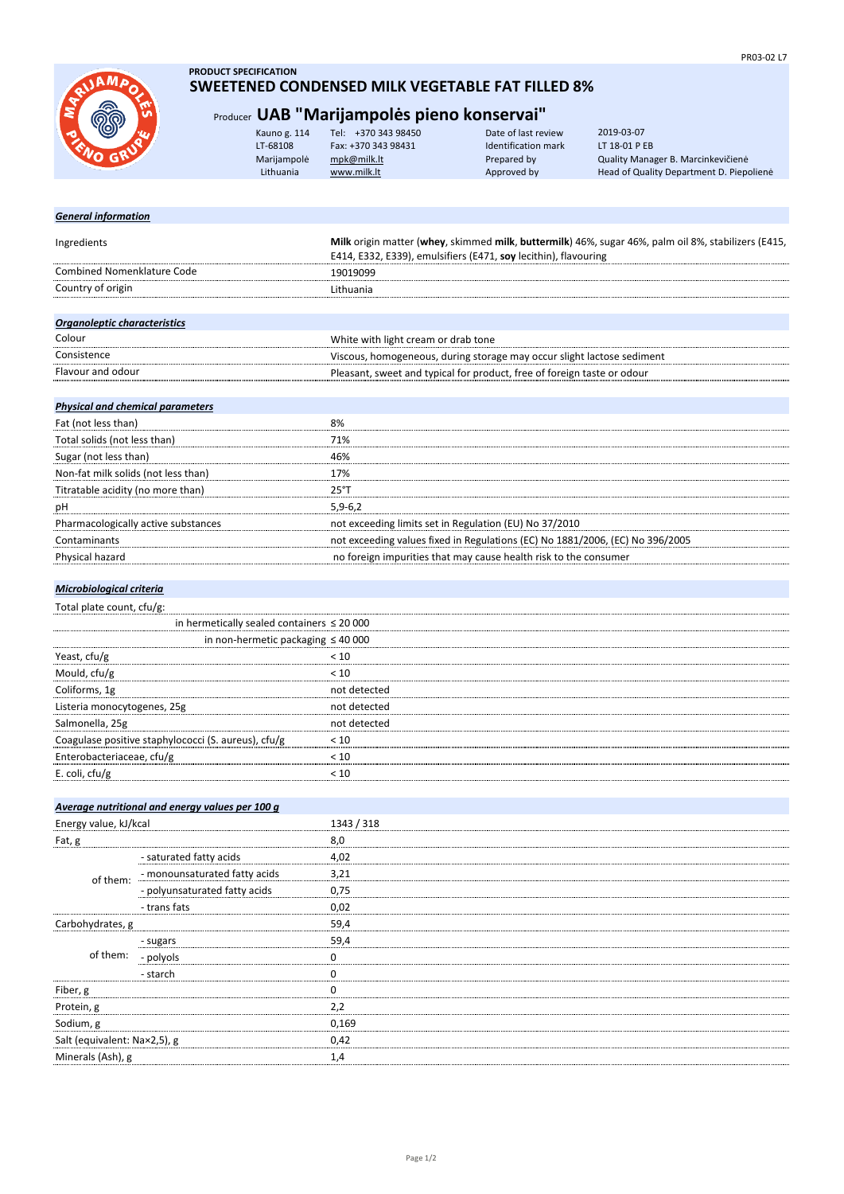**PRODUCT SPECIFICATION**

# SWEETENED CONDENSED MILK VEGETABLE FAT FILLED 8%

## Producer UAB "Marijampolės pieno konservai"

| | | | |
|---|---|---|---|
| Kauno g. 114 | Tel: +370 343 98450 | Date of last review | 2019-03-07 |
| LT-68108 | Fax: +370 343 98431 | Identification mark | LT 18-01 P EB |
| Marijampolė | mpk@milk.lt | Prepared by | Quality Manager B. Marcinkevičienė |
| Lithuania | www.milk.lt | Approved by | Head of Quality Department D. Piepolienė |

### *General information*

| | |
|---|---|
| Ingredients | **Milk** origin matter (**whey**, skimmed **milk**, **buttermilk**) 46%, sugar 46%, palm oil 8%, stabilizers (E415, E414, E332, E339), emulsifiers (E471, **soy** lecithin), flavouring |
| Combined Nomenklature Code | 19019099 |
| Country of origin | Lithuania |

### *Organoleptic characteristics*

| | |
|---|---|
| Colour | White with light cream or drab tone |
| Consistence | Viscous, homogeneous, during storage may occur slight lactose sediment |
| Flavour and odour | Pleasant, sweet and typical for product, free of foreign taste or odour |

### *Physical and chemical parameters*

| | |
|---|---|
| Fat (not less than) | 8% |
| Total solids (not less than) | 71% |
| Sugar (not less than) | 46% |
| Non-fat milk solids (not less than) | 17% |
| Titratable acidity (no more than) | 25°T |
| pH | 5,9-6,2 |
| Pharmacologically active substances | not exceeding limits set in Regulation (EU) No 37/2010 |
| Contaminants | not exceeding values fixed in Regulations (EC) No 1881/2006, (EC) No 396/2005 |
| Physical hazard | no foreign impurities that may cause health risk to the consumer |

### *Microbiological criteria*

| | |
|---|---|
| Total plate count, cfu/g: | |
| in hermetically sealed containers | ≤ 20 000 |
| in non-hermetic packaging | ≤ 40 000 |
| Yeast, cfu/g | < 10 |
| Mould, cfu/g | < 10 |
| Coliforms, 1g | not detected |
| Listeria monocytogenes, 25g | not detected |
| Salmonella, 25g | not detected |
| Coagulase positive staphylococci (S. aureus), cfu/g | < 10 |
| Enterobacteriaceae, cfu/g | < 10 |
| E. coli, cfu/g | < 10 |

### *Average nutritional and energy values per 100 g*

| | | |
|---|---|---|
| Energy value, kJ/kcal | | 1343 / 318 |
| Fat, g | | 8,0 |
| of them: | - saturated fatty acids | 4,02 |
| | - monounsaturated fatty acids | 3,21 |
| | - polyunsaturated fatty acids | 0,75 |
| | - trans fats | 0,02 |
| Carbohydrates, g | | 59,4 |
| of them: | - sugars | 59,4 |
| | - polyols | 0 |
| | - starch | 0 |
| Fiber, g | | 0 |
| Protein, g | | 2,2 |
| Sodium, g | | 0,169 |
| Salt (equivalent: Na×2,5), g | | 0,42 |
| Minerals (Ash), g | | 1,4 |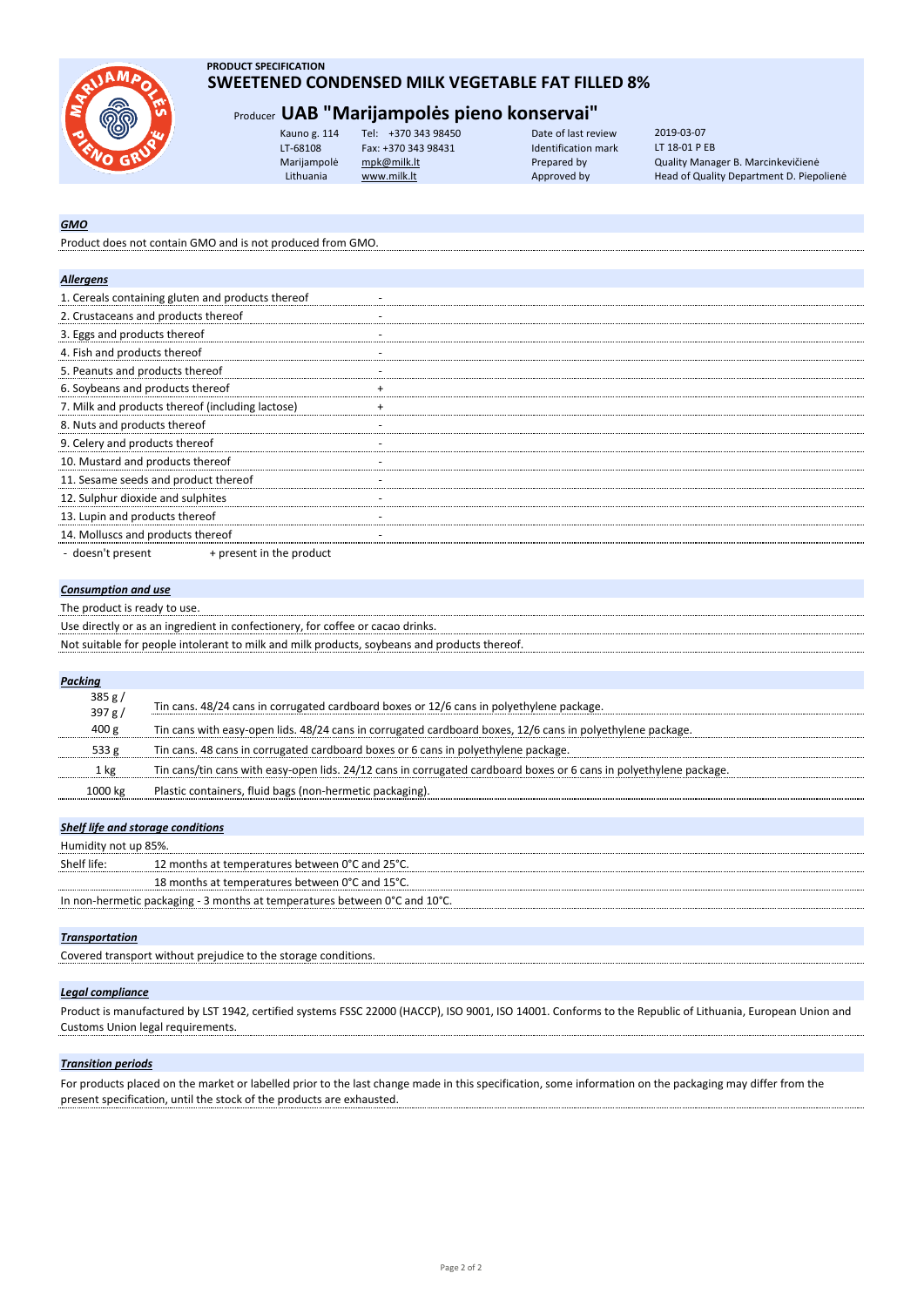PRODUCT SPECIFICATION

# SWEETENED CONDENSED MILK VEGETABLE FAT FILLED 8%

Producer **UAB "Marijampolės pieno konservai"**

| | | | |
|---|---|---|---|
| Kauno g. 114 | Tel: +370 343 98450 | Date of last review | 2019-03-07 |
| LT-68108 | Fax: +370 343 98431 | Identification mark | LT 18-01 P EB |
| Marijampolė | mpk@milk.lt | Prepared by | Quality Manager B. Marcinkevičienė |
| Lithuania | www.milk.lt | Approved by | Head of Quality Department D. Piepolienė |

## *GMO*

Product does not contain GMO and is not produced from GMO.

## *Allergens*

| | |
|---|---|
| 1. Cereals containing gluten and products thereof | - |
| 2. Crustaceans and products thereof | - |
| 3. Eggs and products thereof | - |
| 4. Fish and products thereof | - |
| 5. Peanuts and products thereof | - |
| 6. Soybeans and products thereof | + |
| 7. Milk and products thereof (including lactose) | + |
| 8. Nuts and products thereof | - |
| 9. Celery and products thereof | - |
| 10. Mustard and products thereof | - |
| 11. Sesame seeds and product thereof | - |
| 12. Sulphur dioxide and sulphites | - |
| 13. Lupin and products thereof | - |
| 14. Molluscs and products thereof | - |

- doesn't present + present in the product

## *Consumption and use*

The product is ready to use.

Use directly or as an ingredient in confectionery, for coffee or cacao drinks.

Not suitable for people intolerant to milk and milk products, soybeans and products thereof.

## *Packing*

| | |
|---|---|
| 385 g / 397 g / | Tin cans. 48/24 cans in corrugated cardboard boxes or 12/6 cans in polyethylene package. |
| 400 g | Tin cans with easy-open lids. 48/24 cans in corrugated cardboard boxes, 12/6 cans in polyethylene package. |
| 533 g | Tin cans. 48 cans in corrugated cardboard boxes or 6 cans in polyethylene package. |
| 1 kg | Tin cans/tin cans with easy-open lids. 24/12 cans in corrugated cardboard boxes or 6 cans in polyethylene package. |
| 1000 kg | Plastic containers, fluid bags (non-hermetic packaging). |

## *Shelf life and storage conditions*

Humidity not up 85%.

| | |
|---|---|
| Shelf life: | 12 months at temperatures between 0°C and 25°C. |
| | 18 months at temperatures between 0°C and 15°C. |

In non-hermetic packaging - 3 months at temperatures between 0°C and 10°C.

## *Transportation*

Covered transport without prejudice to the storage conditions.

## *Legal compliance*

Product is manufactured by LST 1942, certified systems FSSC 22000 (HACCP), ISO 9001, ISO 14001. Conforms to the Republic of Lithuania, European Union and Customs Union legal requirements.

## *Transition periods*

For products placed on the market or labelled prior to the last change made in this specification, some information on the packaging may differ from the present specification, until the stock of the products are exhausted.